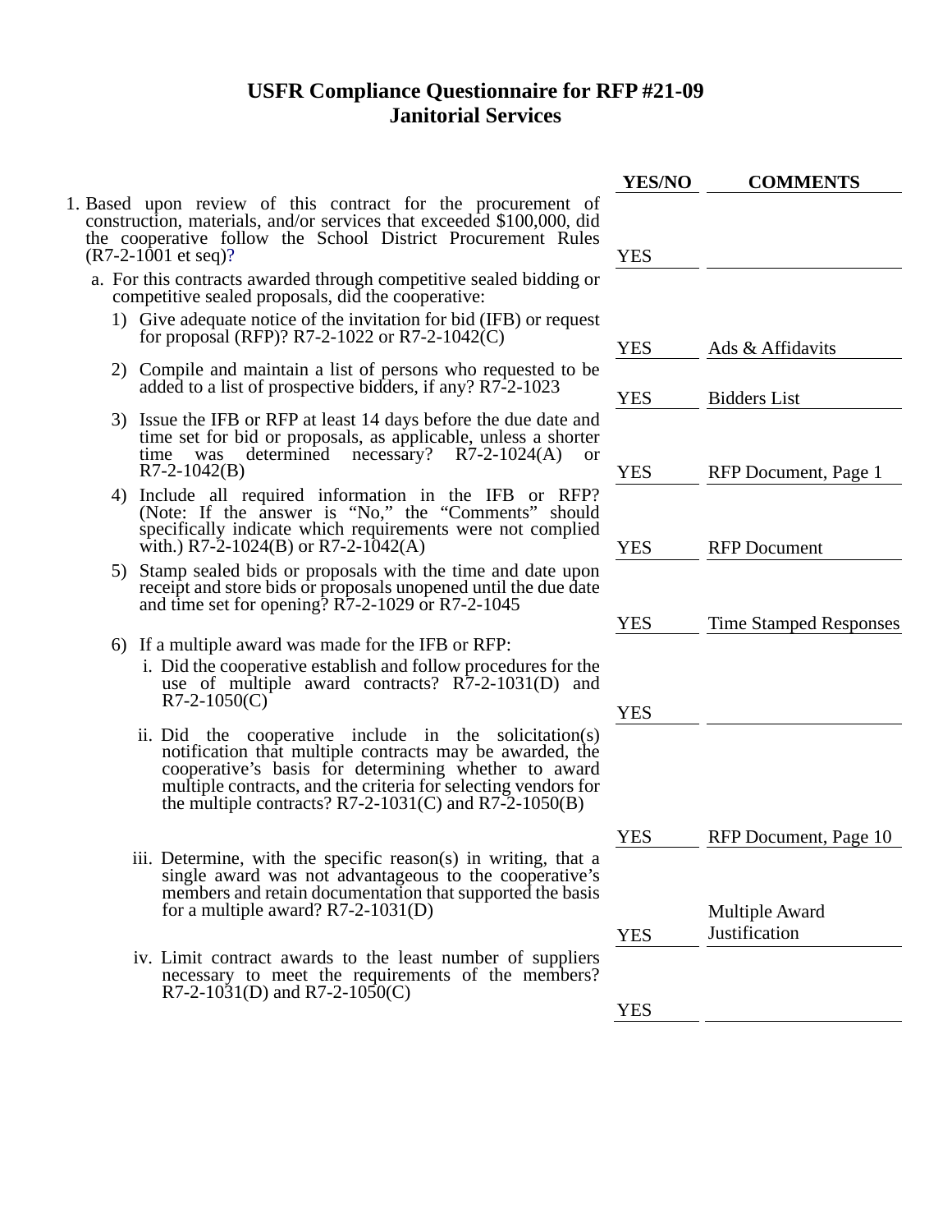# USFR Compliance Questionnaire for RFP #21-09
## Janitorial Services

| | YES/NO | COMMENTS |
|---|---|---|
| 1. Based upon review of this contract for the procurement of construction, materials, and/or services that exceeded $100,000, did the cooperative follow the School District Procurement Rules (R7-2-1001 et seq)? | YES | |
| a. For this contracts awarded through competitive sealed bidding or competitive sealed proposals, did the cooperative: | | |
| 1) Give adequate notice of the invitation for bid (IFB) or request for proposal (RFP)? R7-2-1022 or R7-2-1042(C) | YES | Ads & Affidavits |
| 2) Compile and maintain a list of persons who requested to be added to a list of prospective bidders, if any? R7-2-1023 | YES | Bidders List |
| 3) Issue the IFB or RFP at least 14 days before the due date and time set for bid or proposals, as applicable, unless a shorter time was determined necessary? R7-2-1024(A) or R7-2-1042(B) | YES | RFP Document, Page 1 |
| 4) Include all required information in the IFB or RFP? (Note: If the answer is "No," the "Comments" should specifically indicate which requirements were not complied with.) R7-2-1024(B) or R7-2-1042(A) | YES | RFP Document |
| 5) Stamp sealed bids or proposals with the time and date upon receipt and store bids or proposals unopened until the due date and time set for opening? R7-2-1029 or R7-2-1045 | YES | Time Stamped Responses |
| 6) If a multiple award was made for the IFB or RFP: | | |
| i. Did the cooperative establish and follow procedures for the use of multiple award contracts? R7-2-1031(D) and R7-2-1050(C) | YES | |
| ii. Did the cooperative include in the solicitation(s) notification that multiple contracts may be awarded, the cooperative's basis for determining whether to award multiple contracts, and the criteria for selecting vendors for the multiple contracts? R7-2-1031(C) and R7-2-1050(B) | YES | RFP Document, Page 10 |
| iii. Determine, with the specific reason(s) in writing, that a single award was not advantageous to the cooperative's members and retain documentation that supported the basis for a multiple award? R7-2-1031(D) | YES | Multiple Award Justification |
| iv. Limit contract awards to the least number of suppliers necessary to meet the requirements of the members? R7-2-1031(D) and R7-2-1050(C) | YES | |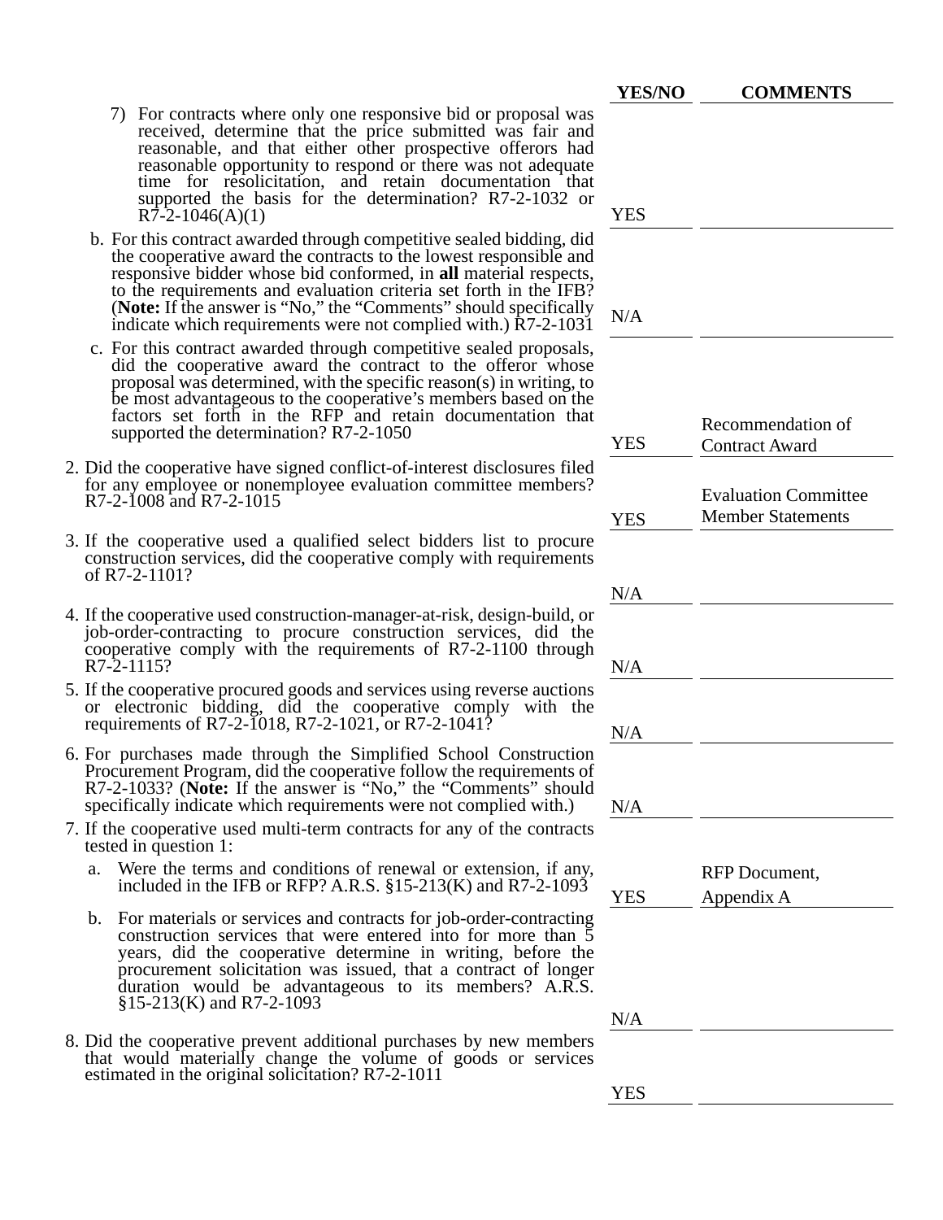| | YES/NO | COMMENTS |
|---|---|---|
| 7) For contracts where only one responsive bid or proposal was received, determine that the price submitted was fair and reasonable, and that either other prospective offerors had reasonable opportunity to respond or there was not adequate time for resolicitation, and retain documentation that supported the basis for the determination? R7-2-1032 or R7-2-1046(A)(1) | YES | |
| b. For this contract awarded through competitive sealed bidding, did the cooperative award the contracts to the lowest responsible and responsive bidder whose bid conformed, in **all** material respects, to the requirements and evaluation criteria set forth in the IFB? (**Note:** If the answer is “No,” the “Comments” should specifically indicate which requirements were not complied with.) R7-2-1031 | N/A | |
| c. For this contract awarded through competitive sealed proposals, did the cooperative award the contract to the offeror whose proposal was determined, with the specific reason(s) in writing, to be most advantageous to the cooperative’s members based on the factors set forth in the RFP and retain documentation that supported the determination? R7-2-1050 | YES | Recommendation of Contract Award |
| 2. Did the cooperative have signed conflict-of-interest disclosures filed for any employee or nonemployee evaluation committee members? R7-2-1008 and R7-2-1015 | YES | Evaluation Committee Member Statements |
| 3. If the cooperative used a qualified select bidders list to procure construction services, did the cooperative comply with requirements of R7-2-1101? | N/A | |
| 4. If the cooperative used construction-manager-at-risk, design-build, or job-order-contracting to procure construction services, did the cooperative comply with the requirements of R7-2-1100 through R7-2-1115? | N/A | |
| 5. If the cooperative procured goods and services using reverse auctions or electronic bidding, did the cooperative comply with the requirements of R7-2-1018, R7-2-1021, or R7-2-1041? | N/A | |
| 6. For purchases made through the Simplified School Construction Procurement Program, did the cooperative follow the requirements of R7-2-1033? (**Note:** If the answer is “No,” the “Comments” should specifically indicate which requirements were not complied with.) | N/A | |
| 7. If the cooperative used multi-term contracts for any of the contracts tested in question 1: | | |
| a. Were the terms and conditions of renewal or extension, if any, included in the IFB or RFP? A.R.S. §15-213(K) and R7-2-1093 | YES | RFP Document, Appendix A |
| b. For materials or services and contracts for job-order-contracting construction services that were entered into for more than 5 years, did the cooperative determine in writing, before the procurement solicitation was issued, that a contract of longer duration would be advantageous to its members? A.R.S. §15-213(K) and R7-2-1093 | N/A | |
| 8. Did the cooperative prevent additional purchases by new members that would materially change the volume of goods or services estimated in the original solicitation? R7-2-1011 | YES | |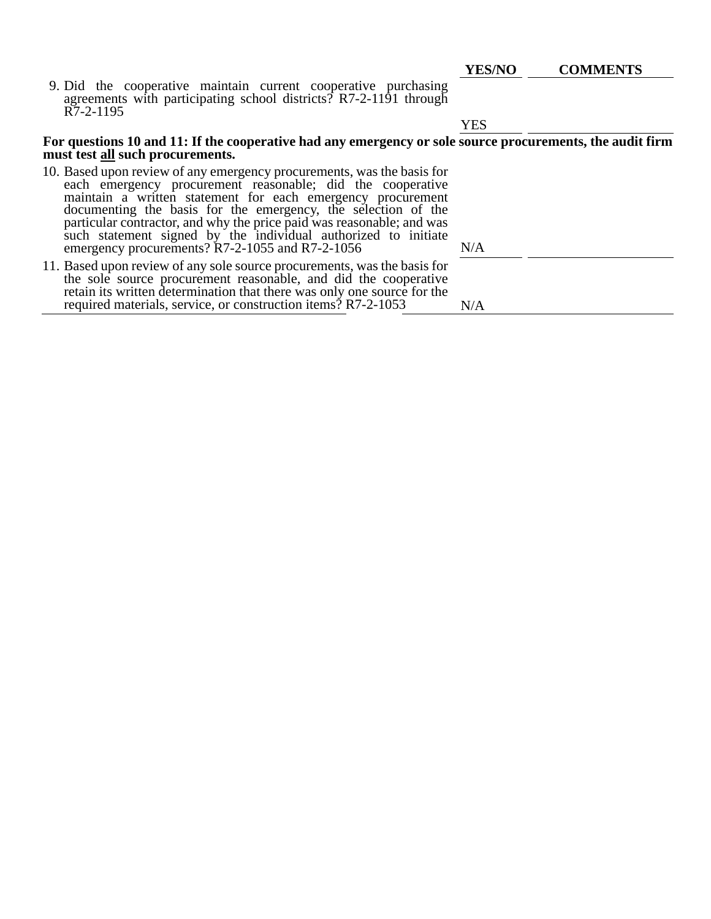| | YES/NO | COMMENTS |
|---|---|---|
| 9. Did the cooperative maintain current cooperative purchasing agreements with participating school districts? R7-2-1191 through R7-2-1195 | YES | |

**For questions 10 and 11: If the cooperative had any emergency or sole source procurements, the audit firm must test all such procurements.**

| | YES/NO | COMMENTS |
|---|---|---|
| 10. Based upon review of any emergency procurements, was the basis for each emergency procurement reasonable; did the cooperative maintain a written statement for each emergency procurement documenting the basis for the emergency, the selection of the particular contractor, and why the price paid was reasonable; and was such statement signed by the individual authorized to initiate emergency procurements? R7-2-1055 and R7-2-1056 | N/A | |
| 11. Based upon review of any sole source procurements, was the basis for the sole source procurement reasonable, and did the cooperative retain its written determination that there was only one source for the required materials, service, or construction items? R7-2-1053 | N/A | |